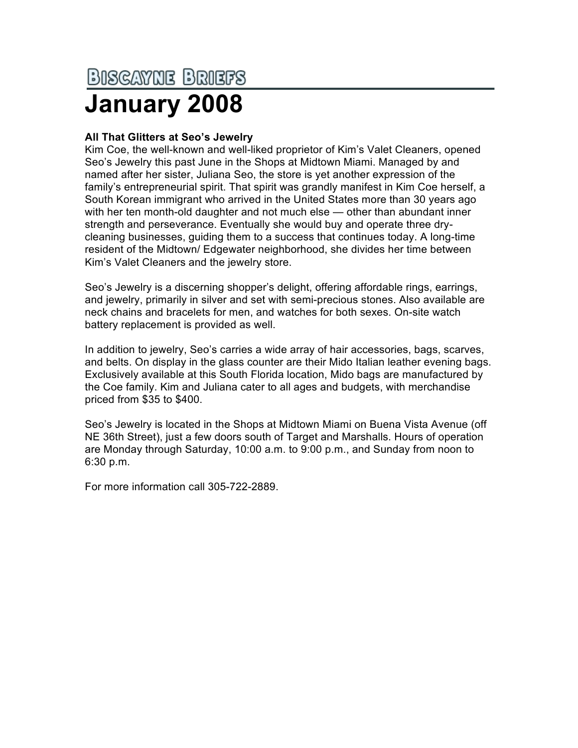# Biscayne Briefs

# January 2008

**All That Glitters at Seo's Jewelry**

Kim Coe, the well-known and well-liked proprietor of Kim's Valet Cleaners, opened Seo's Jewelry this past June in the Shops at Midtown Miami. Managed by and named after her sister, Juliana Seo, the store is yet another expression of the family's entrepreneurial spirit. That spirit was grandly manifest in Kim Coe herself, a South Korean immigrant who arrived in the United States more than 30 years ago with her ten month-old daughter and not much else — other than abundant inner strength and perseverance. Eventually she would buy and operate three dry-cleaning businesses, guiding them to a success that continues today. A long-time resident of the Midtown/ Edgewater neighborhood, she divides her time between Kim's Valet Cleaners and the jewelry store.

Seo's Jewelry is a discerning shopper's delight, offering affordable rings, earrings, and jewelry, primarily in silver and set with semi-precious stones. Also available are neck chains and bracelets for men, and watches for both sexes. On-site watch battery replacement is provided as well.

In addition to jewelry, Seo's carries a wide array of hair accessories, bags, scarves, and belts. On display in the glass counter are their Mido Italian leather evening bags. Exclusively available at this South Florida location, Mido bags are manufactured by the Coe family. Kim and Juliana cater to all ages and budgets, with merchandise priced from $35 to $400.

Seo's Jewelry is located in the Shops at Midtown Miami on Buena Vista Avenue (off NE 36th Street), just a few doors south of Target and Marshalls. Hours of operation are Monday through Saturday, 10:00 a.m. to 9:00 p.m., and Sunday from noon to 6:30 p.m.

For more information call 305-722-2889.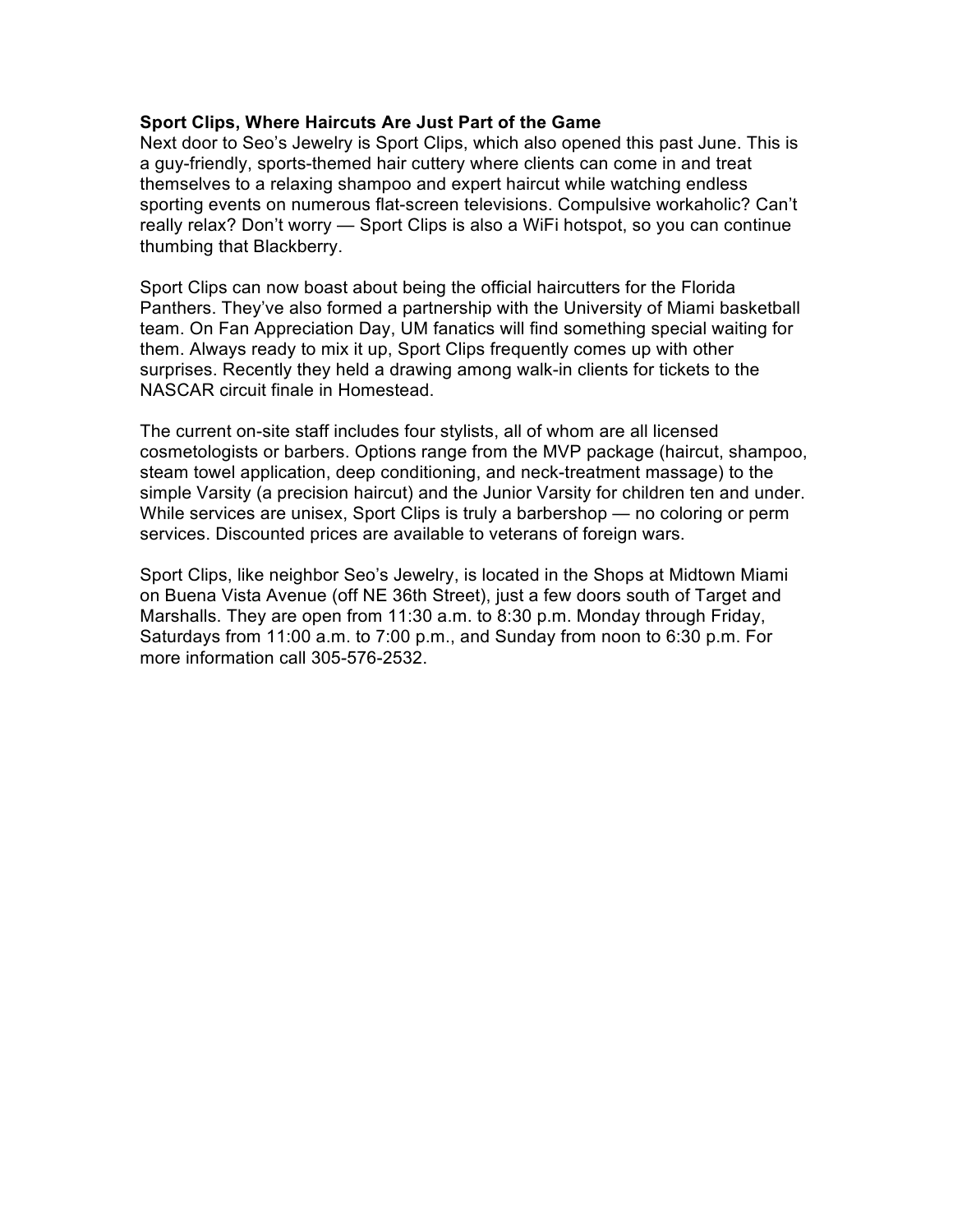**Sport Clips, Where Haircuts Are Just Part of the Game**

Next door to Seo's Jewelry is Sport Clips, which also opened this past June. This is a guy-friendly, sports-themed hair cuttery where clients can come in and treat themselves to a relaxing shampoo and expert haircut while watching endless sporting events on numerous flat-screen televisions. Compulsive workaholic? Can't really relax? Don't worry — Sport Clips is also a WiFi hotspot, so you can continue thumbing that Blackberry.

Sport Clips can now boast about being the official haircutters for the Florida Panthers. They've also formed a partnership with the University of Miami basketball team. On Fan Appreciation Day, UM fanatics will find something special waiting for them. Always ready to mix it up, Sport Clips frequently comes up with other surprises. Recently they held a drawing among walk-in clients for tickets to the NASCAR circuit finale in Homestead.

The current on-site staff includes four stylists, all of whom are all licensed cosmetologists or barbers. Options range from the MVP package (haircut, shampoo, steam towel application, deep conditioning, and neck-treatment massage) to the simple Varsity (a precision haircut) and the Junior Varsity for children ten and under. While services are unisex, Sport Clips is truly a barbershop — no coloring or perm services. Discounted prices are available to veterans of foreign wars.

Sport Clips, like neighbor Seo's Jewelry, is located in the Shops at Midtown Miami on Buena Vista Avenue (off NE 36th Street), just a few doors south of Target and Marshalls. They are open from 11:30 a.m. to 8:30 p.m. Monday through Friday, Saturdays from 11:00 a.m. to 7:00 p.m., and Sunday from noon to 6:30 p.m. For more information call 305-576-2532.